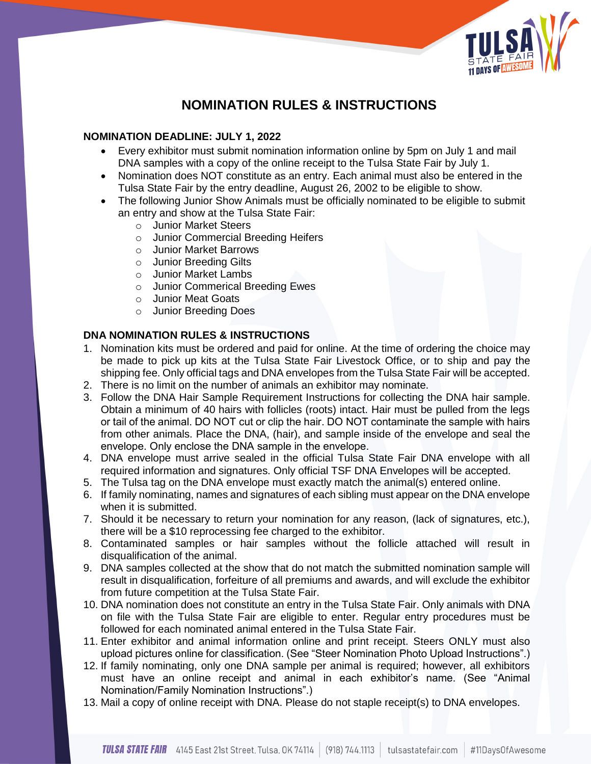# NOMINATION RULES & INSTRUCTIONS

**NOMINATION DEADLINE: JULY 1, 2022**

- Every exhibitor must submit nomination information online by 5pm on July 1 and mail DNA samples with a copy of the online receipt to the Tulsa State Fair by July 1.
- Nomination does NOT constitute as an entry. Each animal must also be entered in the Tulsa State Fair by the entry deadline, August 26, 2002 to be eligible to show.
- The following Junior Show Animals must be officially nominated to be eligible to submit an entry and show at the Tulsa State Fair:
  - Junior Market Steers
  - Junior Commercial Breeding Heifers
  - Junior Market Barrows
  - Junior Breeding Gilts
  - Junior Market Lambs
  - Junior Commerical Breeding Ewes
  - Junior Meat Goats
  - Junior Breeding Does

**DNA NOMINATION RULES & INSTRUCTIONS**

1. Nomination kits must be ordered and paid for online. At the time of ordering the choice may be made to pick up kits at the Tulsa State Fair Livestock Office, or to ship and pay the shipping fee. Only official tags and DNA envelopes from the Tulsa State Fair will be accepted.
2. There is no limit on the number of animals an exhibitor may nominate.
3. Follow the DNA Hair Sample Requirement Instructions for collecting the DNA hair sample. Obtain a minimum of 40 hairs with follicles (roots) intact. Hair must be pulled from the legs or tail of the animal. DO NOT cut or clip the hair. DO NOT contaminate the sample with hairs from other animals. Place the DNA, (hair), and sample inside of the envelope and seal the envelope. Only enclose the DNA sample in the envelope.
4. DNA envelope must arrive sealed in the official Tulsa State Fair DNA envelope with all required information and signatures. Only official TSF DNA Envelopes will be accepted.
5. The Tulsa tag on the DNA envelope must exactly match the animal(s) entered online.
6. If family nominating, names and signatures of each sibling must appear on the DNA envelope when it is submitted.
7. Should it be necessary to return your nomination for any reason, (lack of signatures, etc.), there will be a $10 reprocessing fee charged to the exhibitor.
8. Contaminated samples or hair samples without the follicle attached will result in disqualification of the animal.
9. DNA samples collected at the show that do not match the submitted nomination sample will result in disqualification, forfeiture of all premiums and awards, and will exclude the exhibitor from future competition at the Tulsa State Fair.
10. DNA nomination does not constitute an entry in the Tulsa State Fair. Only animals with DNA on file with the Tulsa State Fair are eligible to enter. Regular entry procedures must be followed for each nominated animal entered in the Tulsa State Fair.
11. Enter exhibitor and animal information online and print receipt. Steers ONLY must also upload pictures online for classification. (See "Steer Nomination Photo Upload Instructions".)
12. If family nominating, only one DNA sample per animal is required; however, all exhibitors must have an online receipt and animal in each exhibitor's name. (See "Animal Nomination/Family Nomination Instructions".)
13. Mail a copy of online receipt with DNA. Please do not staple receipt(s) to DNA envelopes.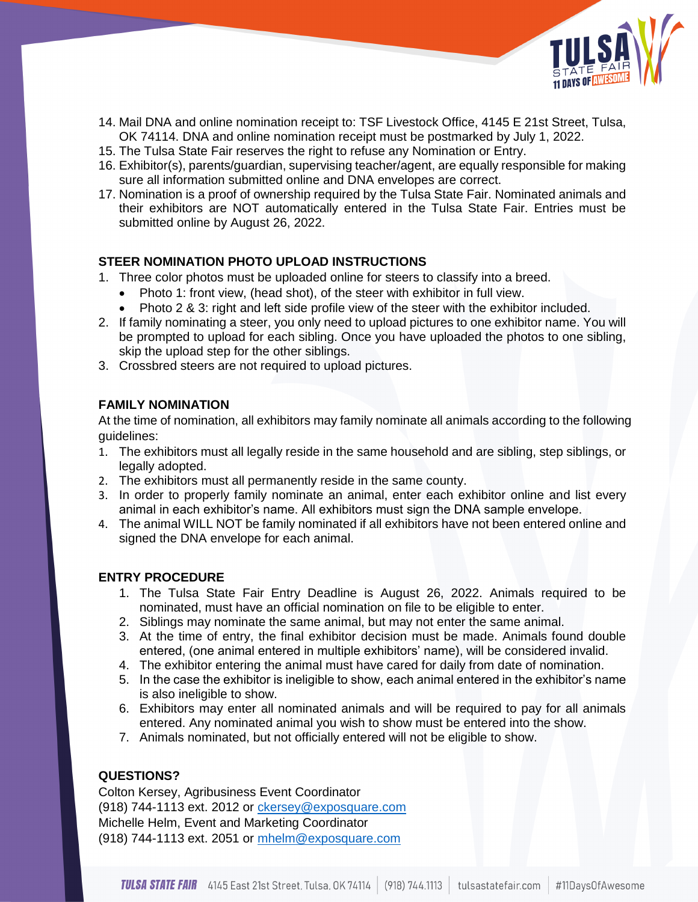14. Mail DNA and online nomination receipt to: TSF Livestock Office, 4145 E 21st Street, Tulsa, OK 74114. DNA and online nomination receipt must be postmarked by July 1, 2022.
15. The Tulsa State Fair reserves the right to refuse any Nomination or Entry.
16. Exhibitor(s), parents/guardian, supervising teacher/agent, are equally responsible for making sure all information submitted online and DNA envelopes are correct.
17. Nomination is a proof of ownership required by the Tulsa State Fair. Nominated animals and their exhibitors are NOT automatically entered in the Tulsa State Fair. Entries must be submitted online by August 26, 2022.

**STEER NOMINATION PHOTO UPLOAD INSTRUCTIONS**

1. Three color photos must be uploaded online for steers to classify into a breed.
   - Photo 1: front view, (head shot), of the steer with exhibitor in full view.
   - Photo 2 & 3: right and left side profile view of the steer with the exhibitor included.
2. If family nominating a steer, you only need to upload pictures to one exhibitor name. You will be prompted to upload for each sibling. Once you have uploaded the photos to one sibling, skip the upload step for the other siblings.
3. Crossbred steers are not required to upload pictures.

**FAMILY NOMINATION**

At the time of nomination, all exhibitors may family nominate all animals according to the following guidelines:

1. The exhibitors must all legally reside in the same household and are sibling, step siblings, or legally adopted.
2. The exhibitors must all permanently reside in the same county.
3. In order to properly family nominate an animal, enter each exhibitor online and list every animal in each exhibitor's name. All exhibitors must sign the DNA sample envelope.
4. The animal WILL NOT be family nominated if all exhibitors have not been entered online and signed the DNA envelope for each animal.

**ENTRY PROCEDURE**

1. The Tulsa State Fair Entry Deadline is August 26, 2022. Animals required to be nominated, must have an official nomination on file to be eligible to enter.
2. Siblings may nominate the same animal, but may not enter the same animal.
3. At the time of entry, the final exhibitor decision must be made. Animals found double entered, (one animal entered in multiple exhibitors' name), will be considered invalid.
4. The exhibitor entering the animal must have cared for daily from date of nomination.
5. In the case the exhibitor is ineligible to show, each animal entered in the exhibitor's name is also ineligible to show.
6. Exhibitors may enter all nominated animals and will be required to pay for all animals entered. Any nominated animal you wish to show must be entered into the show.
7. Animals nominated, but not officially entered will not be eligible to show.

**QUESTIONS?**

Colton Kersey, Agribusiness Event Coordinator
(918) 744-1113 ext. 2012 or ckersey@exposquare.com
Michelle Helm, Event and Marketing Coordinator
(918) 744-1113 ext. 2051 or mhelm@exposquare.com